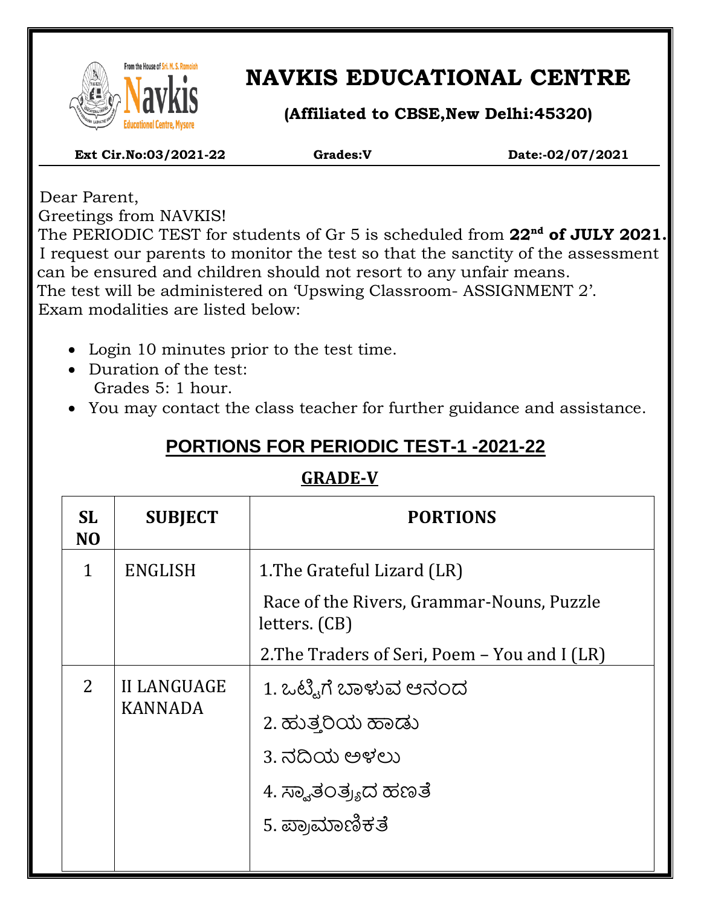# NAVKIS EDUCATIONAL CENTRE

**(Affiliated to CBSE,New Delhi:45320)**

**Ext Cir.No:03/2021-22** **Grades:V** **Date:-02/07/2021**

Dear Parent,

Greetings from NAVKIS!

The PERIODIC TEST for students of Gr 5 is scheduled from **22nd of JULY 2021.**

I request our parents to monitor the test so that the sanctity of the assessment can be ensured and children should not resort to any unfair means.

The test will be administered on 'Upswing Classroom- ASSIGNMENT 2'.

Exam modalities are listed below:

- Login 10 minutes prior to the test time.
- Duration of the test:
  Grades 5: 1 hour.
- You may contact the class teacher for further guidance and assistance.

## PORTIONS FOR PERIODIC TEST-1 -2021-22

### GRADE-V

| SL NO | SUBJECT | PORTIONS |
|---|---|---|
| 1 | ENGLISH | 1.The Grateful Lizard (LR)<br>Race of the Rivers, Grammar-Nouns, Puzzle letters. (CB)<br>2.The Traders of Seri, Poem – You and I (LR) |
| 2 | II LANGUAGE KANNADA | 1. ಒಟ್ಟಿಗೆ ಬಾಳುವ ಆನಂದ<br>2. ಹುತ್ತರಿಯ ಹಾಡು<br>3. ನದಿಯ ಅಳಲು<br>4. ಸ್ವಾತಂತ್ರ್ಯದ ಹಣತೆ<br>5. ಪ್ರಾಮಾಣಿಕತೆ |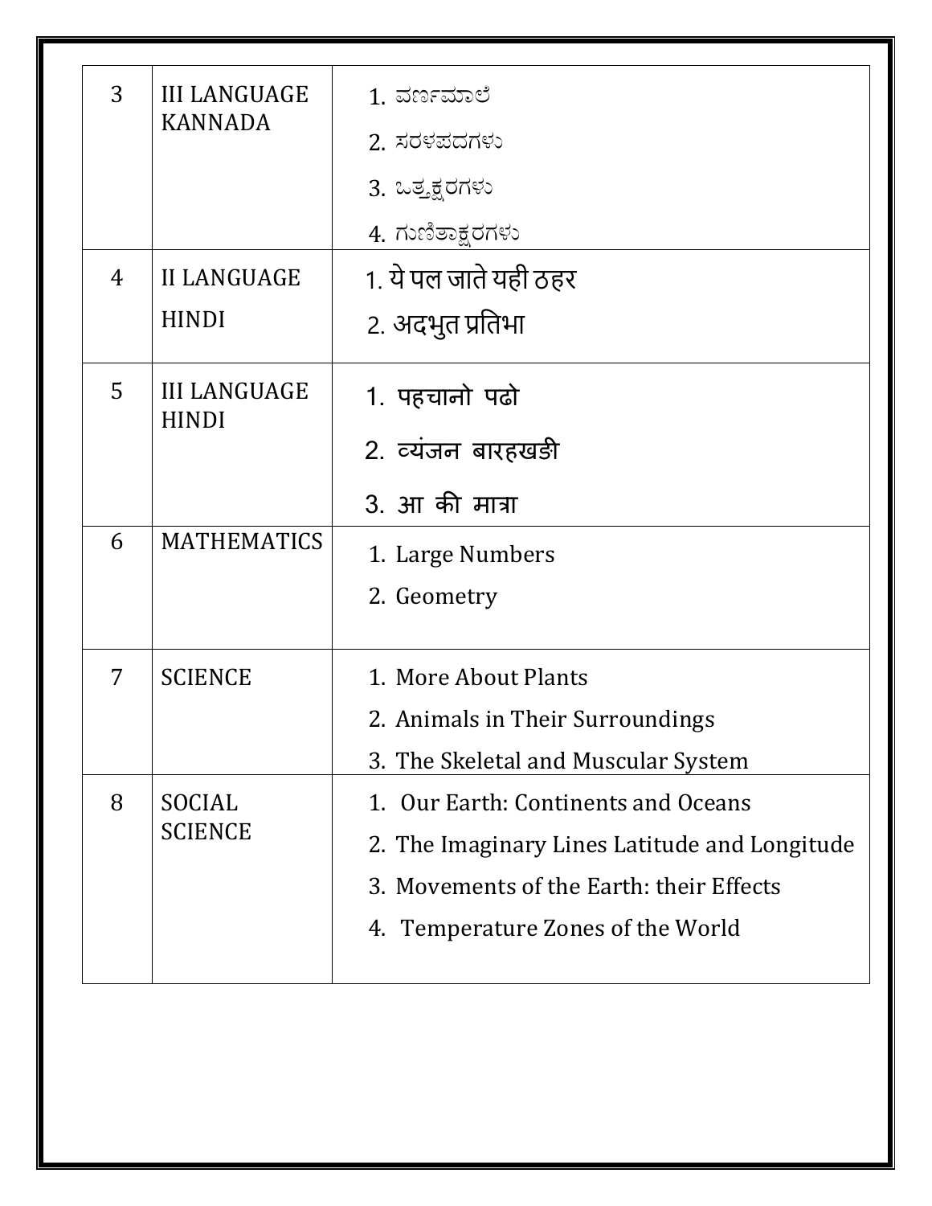| | | |
|---|---|---|
| 3 | III LANGUAGE KANNADA | 1. ವರ್ಣಮಾಲೆ<br>2. ಸರಳಪದಗಳು<br>3. ಒತ್ತಕ್ಷರಗಳು<br>4. ಗುಣಿತಾಕ್ಷರಗಳು |
| 4 | II LANGUAGE HINDI | 1. ये पल जाते यही ठहर<br>2. अदभुत प्रतिभा |
| 5 | III LANGUAGE HINDI | 1. पहचानो पढो<br>2. व्यंजन बारहखडी<br>3. आ की मात्रा |
| 6 | MATHEMATICS | 1. Large Numbers<br>2. Geometry |
| 7 | SCIENCE | 1. More About Plants<br>2. Animals in Their Surroundings<br>3. The Skeletal and Muscular System |
| 8 | SOCIAL SCIENCE | 1. Our Earth: Continents and Oceans<br>2. The Imaginary Lines Latitude and Longitude<br>3. Movements of the Earth: their Effects<br>4. Temperature Zones of the World |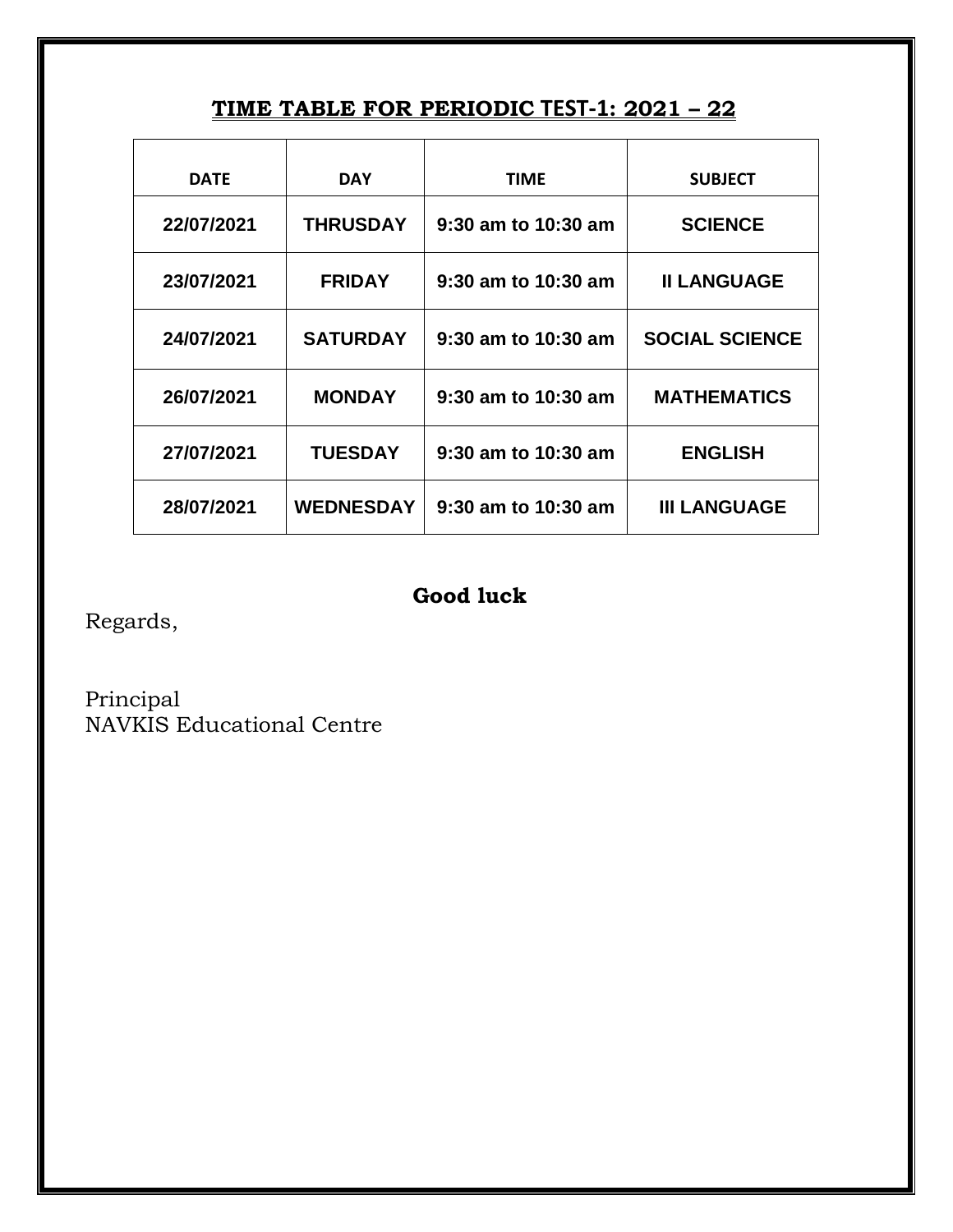## TIME TABLE FOR PERIODIC TEST-1: 2021 – 22

| DATE | DAY | TIME | SUBJECT |
|---|---|---|---|
| 22/07/2021 | THRUSDAY | 9:30 am to 10:30 am | SCIENCE |
| 23/07/2021 | FRIDAY | 9:30 am to 10:30 am | II LANGUAGE |
| 24/07/2021 | SATURDAY | 9:30 am to 10:30 am | SOCIAL SCIENCE |
| 26/07/2021 | MONDAY | 9:30 am to 10:30 am | MATHEMATICS |
| 27/07/2021 | TUESDAY | 9:30 am to 10:30 am | ENGLISH |
| 28/07/2021 | WEDNESDAY | 9:30 am to 10:30 am | III LANGUAGE |

**Good luck**

Regards,

Principal
NAVKIS Educational Centre